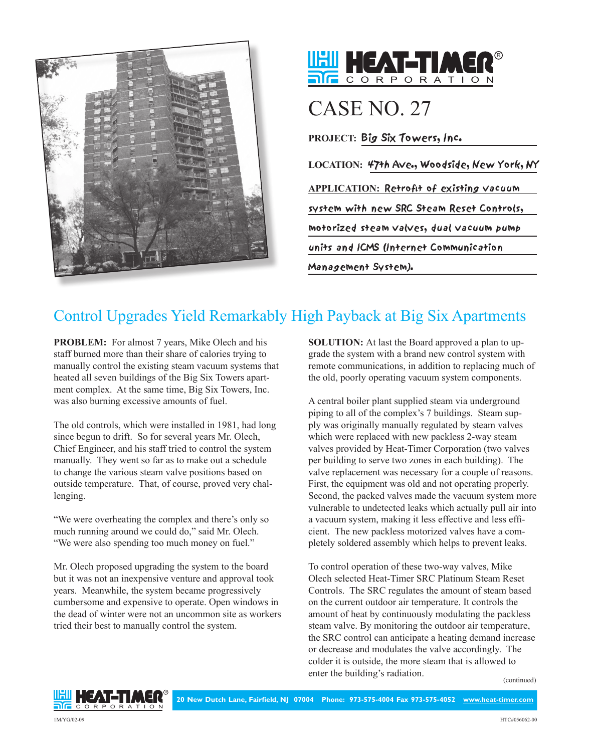HEAT-TIMER® CORPORATION

# CASE NO. 27

**PROJECT:** Big Six Towers, Inc.

**LOCATION:** 47th Ave., Woodside, New York, NY

**APPLICATION:** Retrofit of existing vacuum system with new SRC Steam Reset Controls, motorized steam valves, dual vacuum pump units and ICMS (Internet Communication Management System).

## Control Upgrades Yield Remarkably High Payback at Big Six Apartments

**PROBLEM:** For almost 7 years, Mike Olech and his staff burned more than their share of calories trying to manually control the existing steam vacuum systems that heated all seven buildings of the Big Six Towers apartment complex. At the same time, Big Six Towers, Inc. was also burning excessive amounts of fuel.

The old controls, which were installed in 1981, had long since begun to drift. So for several years Mr. Olech, Chief Engineer, and his staff tried to control the system manually. They went so far as to make out a schedule to change the various steam valve positions based on outside temperature. That, of course, proved very challenging.

"We were overheating the complex and there's only so much running around we could do," said Mr. Olech. "We were also spending too much money on fuel."

Mr. Olech proposed upgrading the system to the board but it was not an inexpensive venture and approval took years. Meanwhile, the system became progressively cumbersome and expensive to operate. Open windows in the dead of winter were not an uncommon site as workers tried their best to manually control the system.

**SOLUTION:** At last the Board approved a plan to upgrade the system with a brand new control system with remote communications, in addition to replacing much of the old, poorly operating vacuum system components.

A central boiler plant supplied steam via underground piping to all of the complex's 7 buildings. Steam supply was originally manually regulated by steam valves which were replaced with new packless 2-way steam valves provided by Heat-Timer Corporation (two valves per building to serve two zones in each building). The valve replacement was necessary for a couple of reasons. First, the equipment was old and not operating properly. Second, the packed valves made the vacuum system more vulnerable to undetected leaks which actually pull air into a vacuum system, making it less effective and less efficient. The new packless motorized valves have a completely soldered assembly which helps to prevent leaks.

To control operation of these two-way valves, Mike Olech selected Heat-Timer SRC Platinum Steam Reset Controls. The SRC regulates the amount of steam based on the current outdoor air temperature. It controls the amount of heat by continuously modulating the packless steam valve. By monitoring the outdoor air temperature, the SRC control can anticipate a heating demand increase or decrease and modulates the valve accordingly. The colder it is outside, the more steam that is allowed to enter the building's radiation.

(continued)

HEAT-TIMER® CORPORATION — 20 New Dutch Lane, Fairfield, NJ 07004 Phone: 973-575-4004 Fax 973-575-4052 www.heat-timer.com

1M/YG/02-09 HTC#056062-00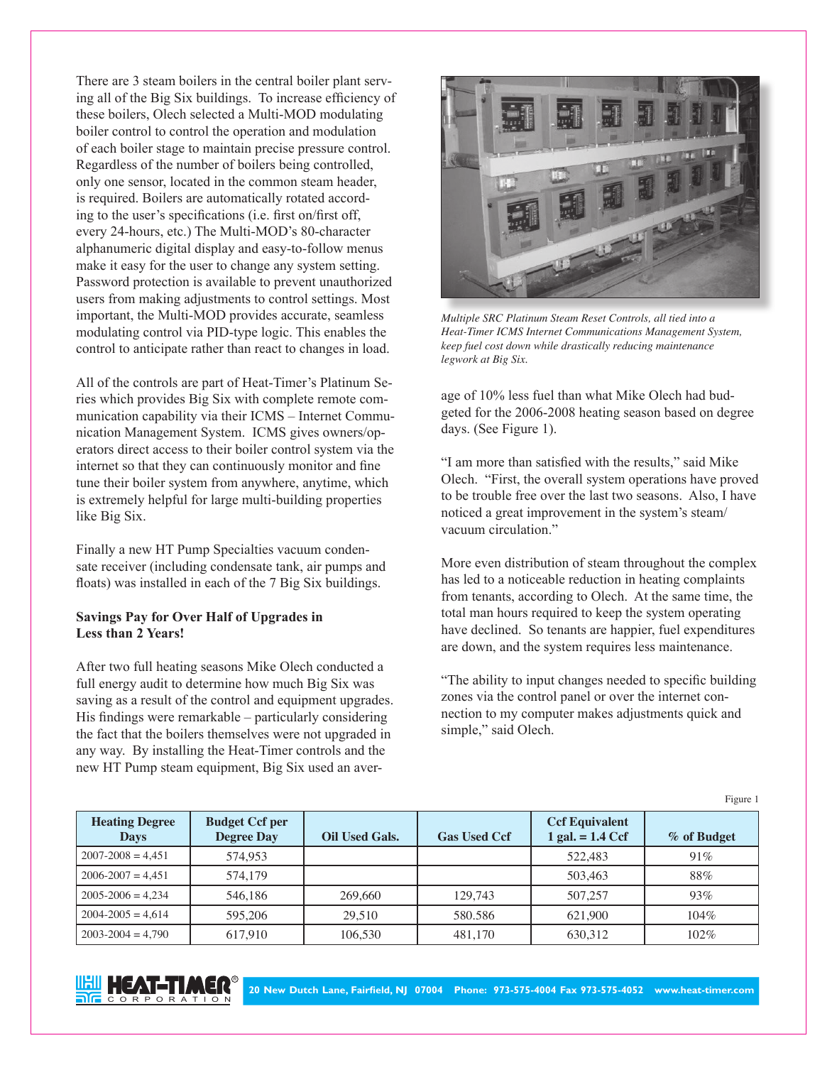There are 3 steam boilers in the central boiler plant serving all of the Big Six buildings. To increase efficiency of these boilers, Olech selected a Multi-MOD modulating boiler control to control the operation and modulation of each boiler stage to maintain precise pressure control. Regardless of the number of boilers being controlled, only one sensor, located in the common steam header, is required. Boilers are automatically rotated according to the user's specifications (i.e. first on/first off, every 24-hours, etc.) The Multi-MOD's 80-character alphanumeric digital display and easy-to-follow menus make it easy for the user to change any system setting. Password protection is available to prevent unauthorized users from making adjustments to control settings. Most important, the Multi-MOD provides accurate, seamless modulating control via PID-type logic. This enables the control to anticipate rather than react to changes in load.

All of the controls are part of Heat-Timer's Platinum Series which provides Big Six with complete remote communication capability via their ICMS – Internet Communication Management System. ICMS gives owners/operators direct access to their boiler control system via the internet so that they can continuously monitor and fine tune their boiler system from anywhere, anytime, which is extremely helpful for large multi-building properties like Big Six.

Finally a new HT Pump Specialties vacuum condensate receiver (including condensate tank, air pumps and floats) was installed in each of the 7 Big Six buildings.

**Savings Pay for Over Half of Upgrades in Less than 2 Years!**

After two full heating seasons Mike Olech conducted a full energy audit to determine how much Big Six was saving as a result of the control and equipment upgrades. His findings were remarkable – particularly considering the fact that the boilers themselves were not upgraded in any way. By installing the Heat-Timer controls and the new HT Pump steam equipment, Big Six used an average of 10% less fuel than what Mike Olech had budgeted for the 2006-2008 heating season based on degree days. (See Figure 1).

*Multiple SRC Platinum Steam Reset Controls, all tied into a Heat-Timer ICMS Internet Communications Management System, keep fuel cost down while drastically reducing maintenance legwork at Big Six.*

"I am more than satisfied with the results," said Mike Olech. "First, the overall system operations have proved to be trouble free over the last two seasons. Also, I have noticed a great improvement in the system's steam/vacuum circulation."

More even distribution of steam throughout the complex has led to a noticeable reduction in heating complaints from tenants, according to Olech. At the same time, the total man hours required to keep the system operating have declined. So tenants are happier, fuel expenditures are down, and the system requires less maintenance.

"The ability to input changes needed to specific building zones via the control panel or over the internet connection to my computer makes adjustments quick and simple," said Olech.

Figure 1

| Heating Degree Days | Budget Ccf per Degree Day | Oil Used Gals. | Gas Used Ccf | Ccf Equivalent 1 gal. = 1.4 Ccf | % of Budget |
|---|---|---|---|---|---|
| 2007-2008 = 4,451 | 574,953 | | | 522,483 | 91% |
| 2006-2007 = 4,451 | 574,179 | | | 503,463 | 88% |
| 2005-2006 = 4,234 | 546,186 | 269,660 | 129,743 | 507,257 | 93% |
| 2004-2005 = 4,614 | 595,206 | 29,510 | 580.586 | 621,900 | 104% |
| 2003-2004 = 4,790 | 617,910 | 106,530 | 481,170 | 630,312 | 102% |

HEAT-TIMER® CORPORATION 20 New Dutch Lane, Fairfield, NJ 07004 Phone: 973-575-4004 Fax 973-575-4052 www.heat-timer.com